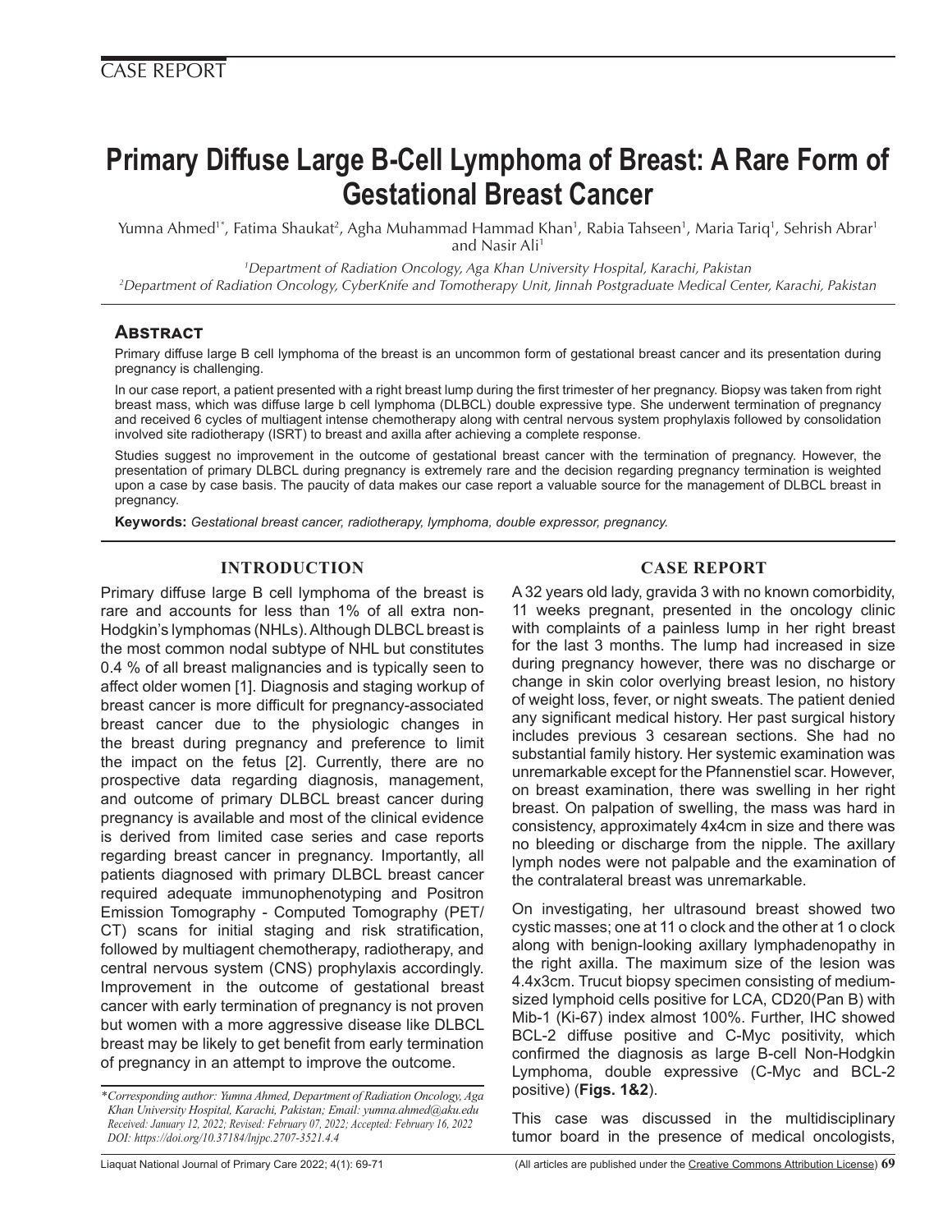CASE REPORT

# Primary Diffuse Large B-Cell Lymphoma of Breast: A Rare Form of Gestational Breast Cancer

Yumna Ahmed[1*], Fatima Shaukat[2], Agha Muhammad Hammad Khan[1], Rabia Tahseen[1], Maria Tariq[1], Sehrish Abrar[1] and Nasir Ali[1]

[1]*Department of Radiation Oncology, Aga Khan University Hospital, Karachi, Pakistan*
[2]*Department of Radiation Oncology, CyberKnife and Tomotherapy Unit, Jinnah Postgraduate Medical Center, Karachi, Pakistan*

## Abstract

Primary diffuse large B cell lymphoma of the breast is an uncommon form of gestational breast cancer and its presentation during pregnancy is challenging.

In our case report, a patient presented with a right breast lump during the first trimester of her pregnancy. Biopsy was taken from right breast mass, which was diffuse large b cell lymphoma (DLBCL) double expressive type. She underwent termination of pregnancy and received 6 cycles of multiagent intense chemotherapy along with central nervous system prophylaxis followed by consolidation involved site radiotherapy (ISRT) to breast and axilla after achieving a complete response.

Studies suggest no improvement in the outcome of gestational breast cancer with the termination of pregnancy. However, the presentation of primary DLBCL during pregnancy is extremely rare and the decision regarding pregnancy termination is weighted upon a case by case basis. The paucity of data makes our case report a valuable source for the management of DLBCL breast in pregnancy.

**Keywords:** *Gestational breast cancer, radiotherapy, lymphoma, double expressor, pregnancy.*

## INTRODUCTION

Primary diffuse large B cell lymphoma of the breast is rare and accounts for less than 1% of all extra non-Hodgkin's lymphomas (NHLs). Although DLBCL breast is the most common nodal subtype of NHL but constitutes 0.4 % of all breast malignancies and is typically seen to affect older women [1]. Diagnosis and staging workup of breast cancer is more difficult for pregnancy-associated breast cancer due to the physiologic changes in the breast during pregnancy and preference to limit the impact on the fetus [2]. Currently, there are no prospective data regarding diagnosis, management, and outcome of primary DLBCL breast cancer during pregnancy is available and most of the clinical evidence is derived from limited case series and case reports regarding breast cancer in pregnancy. Importantly, all patients diagnosed with primary DLBCL breast cancer required adequate immunophenotyping and Positron Emission Tomography - Computed Tomography (PET/CT) scans for initial staging and risk stratification, followed by multiagent chemotherapy, radiotherapy, and central nervous system (CNS) prophylaxis accordingly. Improvement in the outcome of gestational breast cancer with early termination of pregnancy is not proven but women with a more aggressive disease like DLBCL breast may be likely to get benefit from early termination of pregnancy in an attempt to improve the outcome.

## CASE REPORT

A 32 years old lady, gravida 3 with no known comorbidity, 11 weeks pregnant, presented in the oncology clinic with complaints of a painless lump in her right breast for the last 3 months. The lump had increased in size during pregnancy however, there was no discharge or change in skin color overlying breast lesion, no history of weight loss, fever, or night sweats. The patient denied any significant medical history. Her past surgical history includes previous 3 cesarean sections. She had no substantial family history. Her systemic examination was unremarkable except for the Pfannenstiel scar. However, on breast examination, there was swelling in her right breast. On palpation of swelling, the mass was hard in consistency, approximately 4x4cm in size and there was no bleeding or discharge from the nipple. The axillary lymph nodes were not palpable and the examination of the contralateral breast was unremarkable.

On investigating, her ultrasound breast showed two cystic masses; one at 11 o clock and the other at 1 o clock along with benign-looking axillary lymphadenopathy in the right axilla. The maximum size of the lesion was 4.4x3cm. Trucut biopsy specimen consisting of medium-sized lymphoid cells positive for LCA, CD20(Pan B) with Mib-1 (Ki-67) index almost 100%. Further, IHC showed BCL-2 diffuse positive and C-Myc positivity, which confirmed the diagnosis as large B-cell Non-Hodgkin Lymphoma, double expressive (C-Myc and BCL-2 positive) (**Figs. 1&2**).

This case was discussed in the multidisciplinary tumor board in the presence of medical oncologists,

*\*Corresponding author: Yumna Ahmed, Department of Radiation Oncology, Aga Khan University Hospital, Karachi, Pakistan; Email: yumna.ahmed@aku.edu*
*Received: January 12, 2022; Revised: February 07, 2022; Accepted: February 16, 2022*
*DOI: https://doi.org/10.37184/lnjpc.2707-3521.4.4*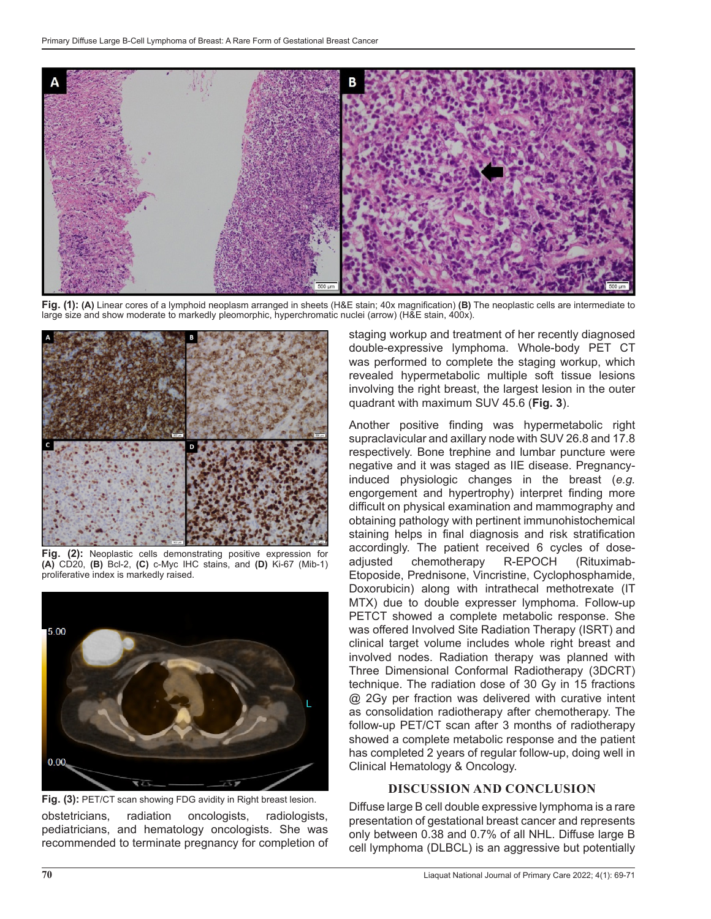Fig. (1): (A) Linear cores of a lymphoid neoplasm arranged in sheets (H&E stain; 40x magnification) (B) The neoplastic cells are intermediate to large size and show moderate to markedly pleomorphic, hyperchromatic nuclei (arrow) (H&E stain, 400x).

Fig. (2): Neoplastic cells demonstrating positive expression for (A) CD20, (B) Bcl-2, (C) c-Myc IHC stains, and (D) Ki-67 (Mib-1) proliferative index is markedly raised.

Fig. (3): PET/CT scan showing FDG avidity in Right breast lesion.

obstetricians, radiation oncologists, radiologists, pediatricians, and hematology oncologists. She was recommended to terminate pregnancy for completion of staging workup and treatment of her recently diagnosed double-expressive lymphoma. Whole-body PET CT was performed to complete the staging workup, which revealed hypermetabolic multiple soft tissue lesions involving the right breast, the largest lesion in the outer quadrant with maximum SUV 45.6 (**Fig. 3**).

Another positive finding was hypermetabolic right supraclavicular and axillary node with SUV 26.8 and 17.8 respectively. Bone trephine and lumbar puncture were negative and it was staged as IIE disease. Pregnancy-induced physiologic changes in the breast (*e.g.* engorgement and hypertrophy) interpret finding more difficult on physical examination and mammography and obtaining pathology with pertinent immunohistochemical staining helps in final diagnosis and risk stratification accordingly. The patient received 6 cycles of dose-adjusted chemotherapy R-EPOCH (Rituximab-Etoposide, Prednisone, Vincristine, Cyclophosphamide, Doxorubicin) along with intrathecal methotrexate (IT MTX) due to double expresser lymphoma. Follow-up PETCT showed a complete metabolic response. She was offered Involved Site Radiation Therapy (ISRT) and clinical target volume includes whole right breast and involved nodes. Radiation therapy was planned with Three Dimensional Conformal Radiotherapy (3DCRT) technique. The radiation dose of 30 Gy in 15 fractions @ 2Gy per fraction was delivered with curative intent as consolidation radiotherapy after chemotherapy. The follow-up PET/CT scan after 3 months of radiotherapy showed a complete metabolic response and the patient has completed 2 years of regular follow-up, doing well in Clinical Hematology & Oncology.

## DISCUSSION AND CONCLUSION

Diffuse large B cell double expressive lymphoma is a rare presentation of gestational breast cancer and represents only between 0.38 and 0.7% of all NHL. Diffuse large B cell lymphoma (DLBCL) is an aggressive but potentially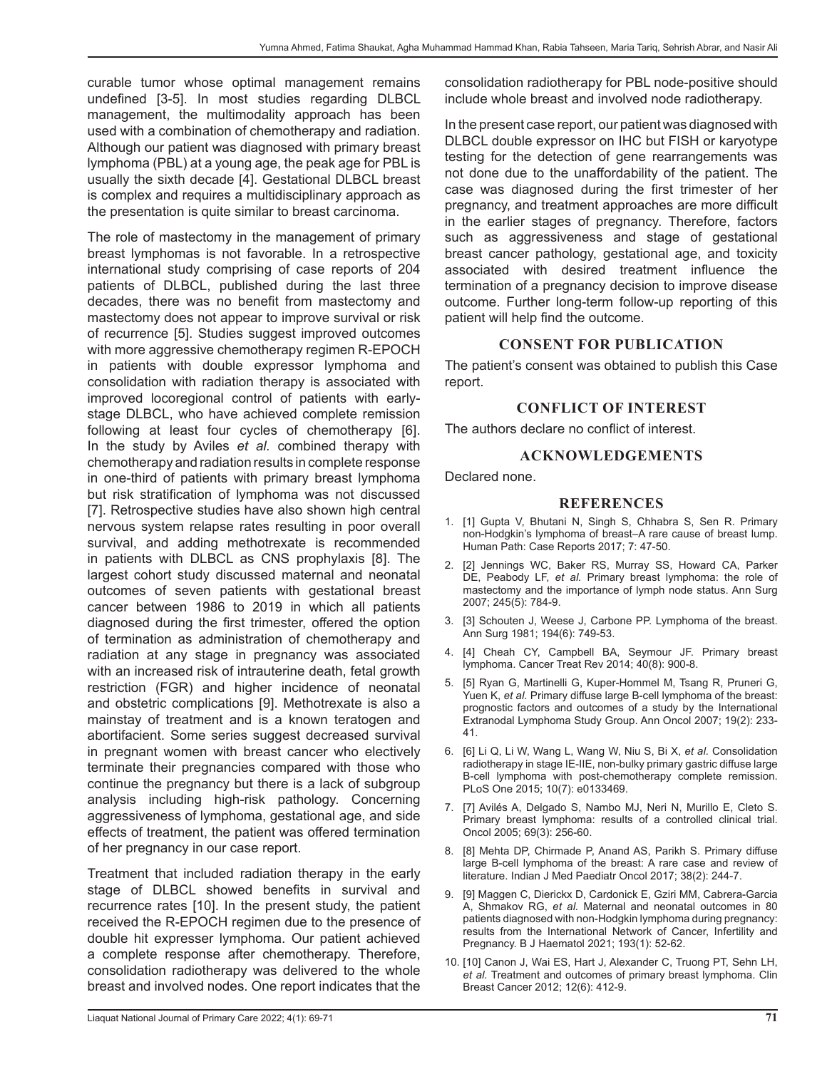curable tumor whose optimal management remains undefined [3-5]. In most studies regarding DLBCL management, the multimodality approach has been used with a combination of chemotherapy and radiation. Although our patient was diagnosed with primary breast lymphoma (PBL) at a young age, the peak age for PBL is usually the sixth decade [4]. Gestational DLBCL breast is complex and requires a multidisciplinary approach as the presentation is quite similar to breast carcinoma.

The role of mastectomy in the management of primary breast lymphomas is not favorable. In a retrospective international study comprising of case reports of 204 patients of DLBCL, published during the last three decades, there was no benefit from mastectomy and mastectomy does not appear to improve survival or risk of recurrence [5]. Studies suggest improved outcomes with more aggressive chemotherapy regimen R-EPOCH in patients with double expressor lymphoma and consolidation with radiation therapy is associated with improved locoregional control of patients with early-stage DLBCL, who have achieved complete remission following at least four cycles of chemotherapy [6]. In the study by Aviles *et al.* combined therapy with chemotherapy and radiation results in complete response in one-third of patients with primary breast lymphoma but risk stratification of lymphoma was not discussed [7]. Retrospective studies have also shown high central nervous system relapse rates resulting in poor overall survival, and adding methotrexate is recommended in patients with DLBCL as CNS prophylaxis [8]. The largest cohort study discussed maternal and neonatal outcomes of seven patients with gestational breast cancer between 1986 to 2019 in which all patients diagnosed during the first trimester, offered the option of termination as administration of chemotherapy and radiation at any stage in pregnancy was associated with an increased risk of intrauterine death, fetal growth restriction (FGR) and higher incidence of neonatal and obstetric complications [9]. Methotrexate is also a mainstay of treatment and is a known teratogen and abortifacient. Some series suggest decreased survival in pregnant women with breast cancer who electively terminate their pregnancies compared with those who continue the pregnancy but there is a lack of subgroup analysis including high-risk pathology. Concerning aggressiveness of lymphoma, gestational age, and side effects of treatment, the patient was offered termination of her pregnancy in our case report.

Treatment that included radiation therapy in the early stage of DLBCL showed benefits in survival and recurrence rates [10]. In the present study, the patient received the R-EPOCH regimen due to the presence of double hit expresser lymphoma. Our patient achieved a complete response after chemotherapy. Therefore, consolidation radiotherapy was delivered to the whole breast and involved nodes. One report indicates that the consolidation radiotherapy for PBL node-positive should include whole breast and involved node radiotherapy.

In the present case report, our patient was diagnosed with DLBCL double expressor on IHC but FISH or karyotype testing for the detection of gene rearrangements was not done due to the unaffordability of the patient. The case was diagnosed during the first trimester of her pregnancy, and treatment approaches are more difficult in the earlier stages of pregnancy. Therefore, factors such as aggressiveness and stage of gestational breast cancer pathology, gestational age, and toxicity associated with desired treatment influence the termination of a pregnancy decision to improve disease outcome. Further long-term follow-up reporting of this patient will help find the outcome.

## CONSENT FOR PUBLICATION

The patient's consent was obtained to publish this Case report.

## CONFLICT OF INTEREST

The authors declare no conflict of interest.

## ACKNOWLEDGEMENTS

Declared none.

## REFERENCES

1. [1] Gupta V, Bhutani N, Singh S, Chhabra S, Sen R. Primary non-Hodgkin's lymphoma of breast–A rare cause of breast lump. Human Path: Case Reports 2017; 7: 47-50.
2. [2] Jennings WC, Baker RS, Murray SS, Howard CA, Parker DE, Peabody LF, *et al.* Primary breast lymphoma: the role of mastectomy and the importance of lymph node status. Ann Surg 2007; 245(5): 784-9.
3. [3] Schouten J, Weese J, Carbone PP. Lymphoma of the breast. Ann Surg 1981; 194(6): 749-53.
4. [4] Cheah CY, Campbell BA, Seymour JF. Primary breast lymphoma. Cancer Treat Rev 2014; 40(8): 900-8.
5. [5] Ryan G, Martinelli G, Kuper-Hommel M, Tsang R, Pruneri G, Yuen K, *et al.* Primary diffuse large B-cell lymphoma of the breast: prognostic factors and outcomes of a study by the International Extranodal Lymphoma Study Group. Ann Oncol 2007; 19(2): 233-41.
6. [6] Li Q, Li W, Wang L, Wang W, Niu S, Bi X, *et al.* Consolidation radiotherapy in stage IE-IIE, non-bulky primary gastric diffuse large B-cell lymphoma with post-chemotherapy complete remission. PLoS One 2015; 10(7): e0133469.
7. [7] Avilés A, Delgado S, Nambo MJ, Neri N, Murillo E, Cleto S. Primary breast lymphoma: results of a controlled clinical trial. Oncol 2005; 69(3): 256-60.
8. [8] Mehta DP, Chirmade P, Anand AS, Parikh S. Primary diffuse large B-cell lymphoma of the breast: A rare case and review of literature. Indian J Med Paediatr Oncol 2017; 38(2): 244-7.
9. [9] Maggen C, Dierickx D, Cardonick E, Gziri MM, Cabrera-Garcia A, Shmakov RG, *et al.* Maternal and neonatal outcomes in 80 patients diagnosed with non-Hodgkin lymphoma during pregnancy: results from the International Network of Cancer, Infertility and Pregnancy. B J Haematol 2021; 193(1): 52-62.
10. [10] Canon J, Wai ES, Hart J, Alexander C, Truong PT, Sehn LH, *et al.* Treatment and outcomes of primary breast lymphoma. Clin Breast Cancer 2012; 12(6): 412-9.